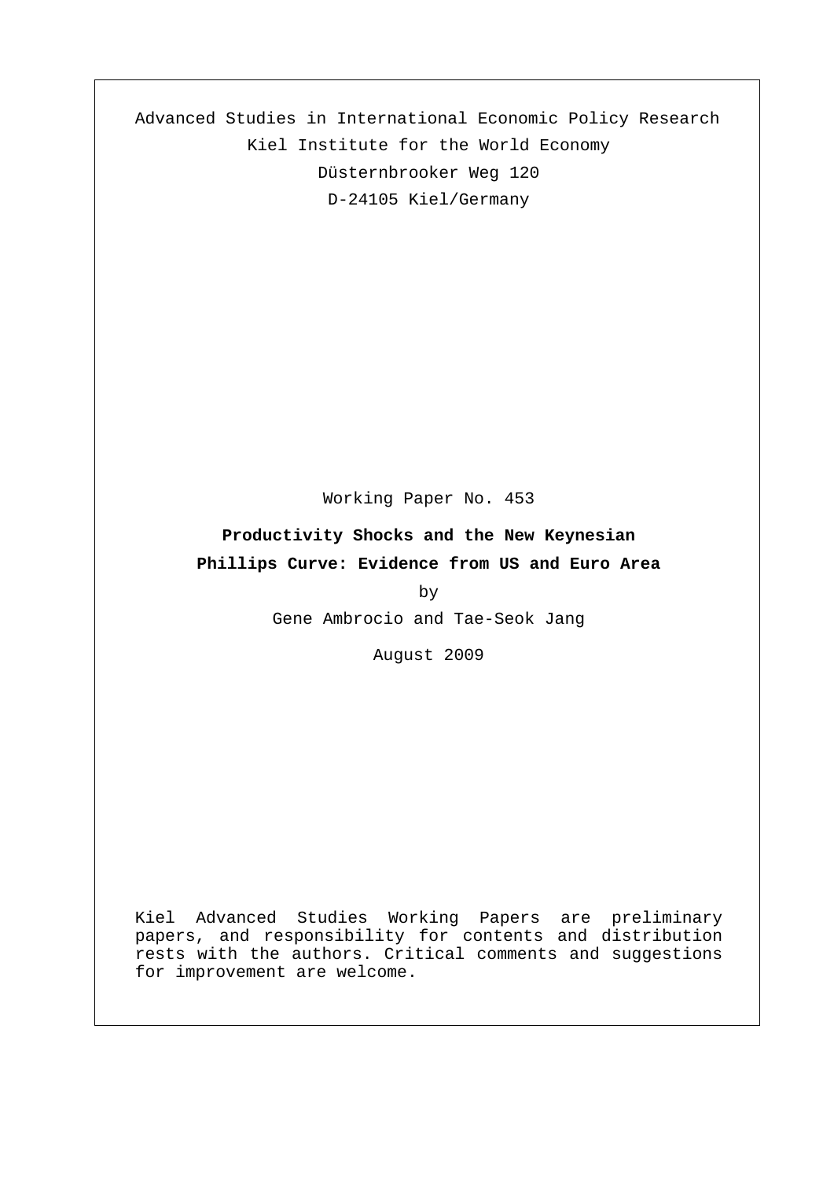Advanced Studies in International Economic Policy Research
Kiel Institute for the World Economy
Düsternbrooker Weg 120
D-24105 Kiel/Germany

Working Paper No. 453

**Productivity Shocks and the New Keynesian Phillips Curve: Evidence from US and Euro Area**

by

Gene Ambrocio and Tae-Seok Jang

August 2009

Kiel Advanced Studies Working Papers are preliminary papers, and responsibility for contents and distribution rests with the authors. Critical comments and suggestions for improvement are welcome.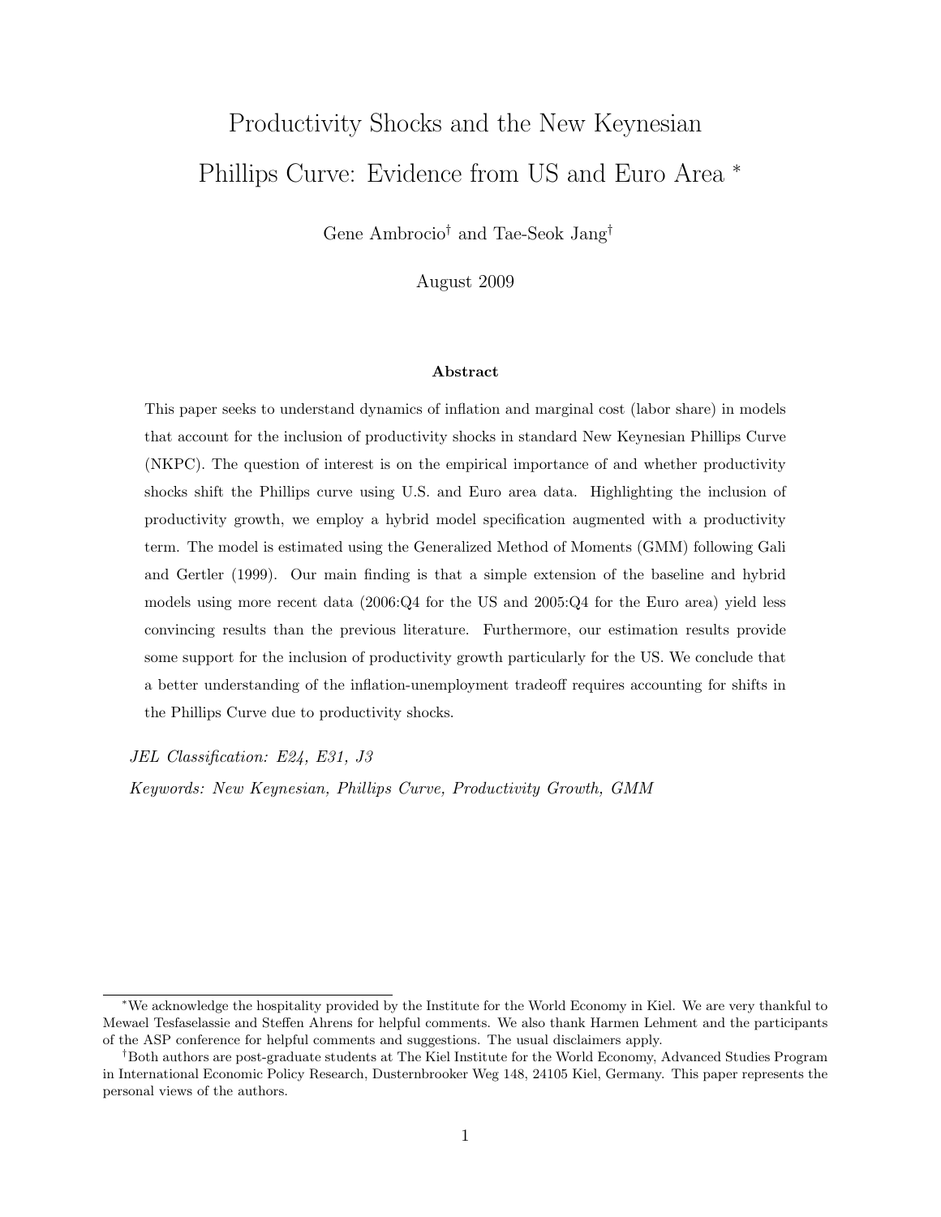# Productivity Shocks and the New Keynesian Phillips Curve: Evidence from US and Euro Area [*]

Gene Ambrocio[†] and Tae-Seok Jang[†]

August 2009

### Abstract

This paper seeks to understand dynamics of inflation and marginal cost (labor share) in models that account for the inclusion of productivity shocks in standard New Keynesian Phillips Curve (NKPC). The question of interest is on the empirical importance of and whether productivity shocks shift the Phillips curve using U.S. and Euro area data. Highlighting the inclusion of productivity growth, we employ a hybrid model specification augmented with a productivity term. The model is estimated using the Generalized Method of Moments (GMM) following Gali and Gertler (1999). Our main finding is that a simple extension of the baseline and hybrid models using more recent data (2006:Q4 for the US and 2005:Q4 for the Euro area) yield less convincing results than the previous literature. Furthermore, our estimation results provide some support for the inclusion of productivity growth particularly for the US. We conclude that a better understanding of the inflation-unemployment tradeoff requires accounting for shifts in the Phillips Curve due to productivity shocks.

*JEL Classification: E24, E31, J3*

*Keywords: New Keynesian, Phillips Curve, Productivity Growth, GMM*

---

[*] We acknowledge the hospitality provided by the Institute for the World Economy in Kiel. We are very thankful to Mewael Tesfaselassie and Steffen Ahrens for helpful comments. We also thank Harmen Lehment and the participants of the ASP conference for helpful comments and suggestions. The usual disclaimers apply.

[†] Both authors are post-graduate students at The Kiel Institute for the World Economy, Advanced Studies Program in International Economic Policy Research, Dusternbrooker Weg 148, 24105 Kiel, Germany. This paper represents the personal views of the authors.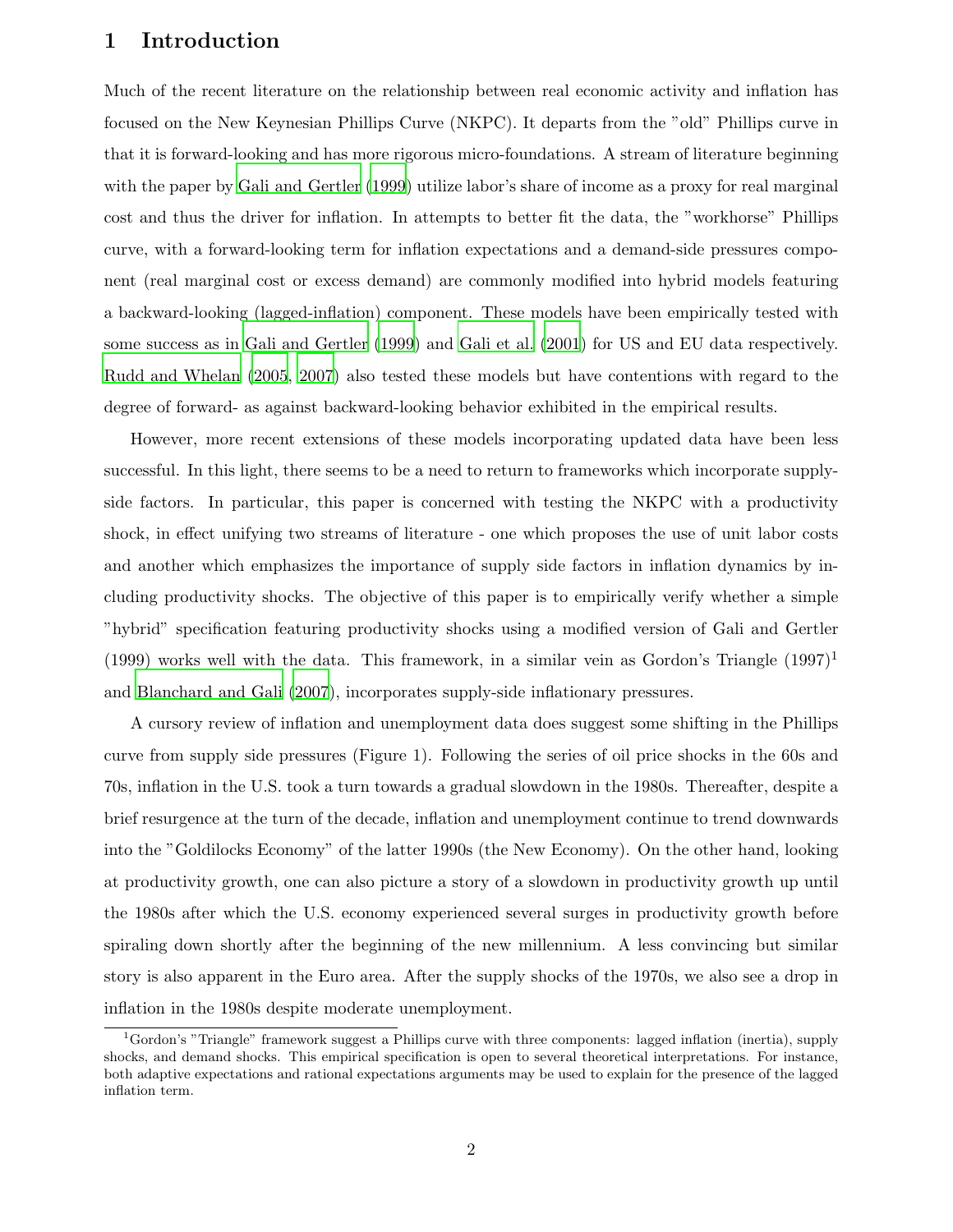# 1 Introduction

Much of the recent literature on the relationship between real economic activity and inflation has focused on the New Keynesian Phillips Curve (NKPC). It departs from the "old" Phillips curve in that it is forward-looking and has more rigorous micro-foundations. A stream of literature beginning with the paper by Gali and Gertler (1999) utilize labor's share of income as a proxy for real marginal cost and thus the driver for inflation. In attempts to better fit the data, the "workhorse" Phillips curve, with a forward-looking term for inflation expectations and a demand-side pressures component (real marginal cost or excess demand) are commonly modified into hybrid models featuring a backward-looking (lagged-inflation) component. These models have been empirically tested with some success as in Gali and Gertler (1999) and Gali et al. (2001) for US and EU data respectively. Rudd and Whelan (2005, 2007) also tested these models but have contentions with regard to the degree of forward- as against backward-looking behavior exhibited in the empirical results.

However, more recent extensions of these models incorporating updated data have been less successful. In this light, there seems to be a need to return to frameworks which incorporate supply-side factors. In particular, this paper is concerned with testing the NKPC with a productivity shock, in effect unifying two streams of literature - one which proposes the use of unit labor costs and another which emphasizes the importance of supply side factors in inflation dynamics by including productivity shocks. The objective of this paper is to empirically verify whether a simple "hybrid" specification featuring productivity shocks using a modified version of Gali and Gertler (1999) works well with the data. This framework, in a similar vein as Gordon's Triangle (1997)[1] and Blanchard and Gali (2007), incorporates supply-side inflationary pressures.

A cursory review of inflation and unemployment data does suggest some shifting in the Phillips curve from supply side pressures (Figure 1). Following the series of oil price shocks in the 60s and 70s, inflation in the U.S. took a turn towards a gradual slowdown in the 1980s. Thereafter, despite a brief resurgence at the turn of the decade, inflation and unemployment continue to trend downwards into the "Goldilocks Economy" of the latter 1990s (the New Economy). On the other hand, looking at productivity growth, one can also picture a story of a slowdown in productivity growth up until the 1980s after which the U.S. economy experienced several surges in productivity growth before spiraling down shortly after the beginning of the new millennium. A less convincing but similar story is also apparent in the Euro area. After the supply shocks of the 1970s, we also see a drop in inflation in the 1980s despite moderate unemployment.

[1] Gordon's "Triangle" framework suggest a Phillips curve with three components: lagged inflation (inertia), supply shocks, and demand shocks. This empirical specification is open to several theoretical interpretations. For instance, both adaptive expectations and rational expectations arguments may be used to explain for the presence of the lagged inflation term.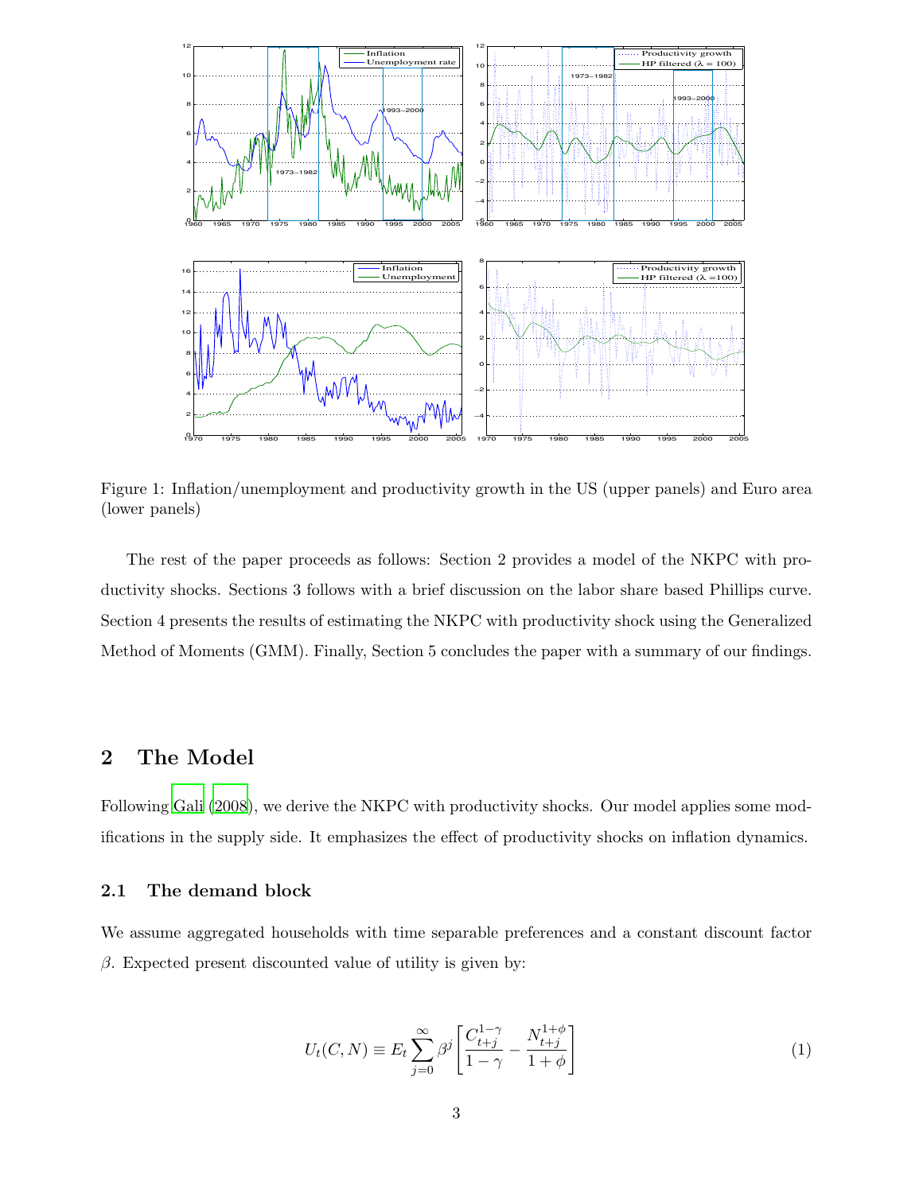Figure 1: Inflation/unemployment and productivity growth in the US (upper panels) and Euro area (lower panels)

The rest of the paper proceeds as follows: Section 2 provides a model of the NKPC with productivity shocks. Sections 3 follows with a brief discussion on the labor share based Phillips curve. Section 4 presents the results of estimating the NKPC with productivity shock using the Generalized Method of Moments (GMM). Finally, Section 5 concludes the paper with a summary of our findings.

## 2 The Model

Following Gali (2008), we derive the NKPC with productivity shocks. Our model applies some modifications in the supply side. It emphasizes the effect of productivity shocks on inflation dynamics.

### 2.1 The demand block

We assume aggregated households with time separable preferences and a constant discount factor $\beta$. Expected present discounted value of utility is given by:

$$U_t(C, N) \equiv E_t \sum_{j=0}^{\infty} \beta^j \left[ \frac{C_{t+j}^{1-\gamma}}{1-\gamma} - \frac{N_{t+j}^{1+\phi}}{1+\phi} \right] \tag{1}$$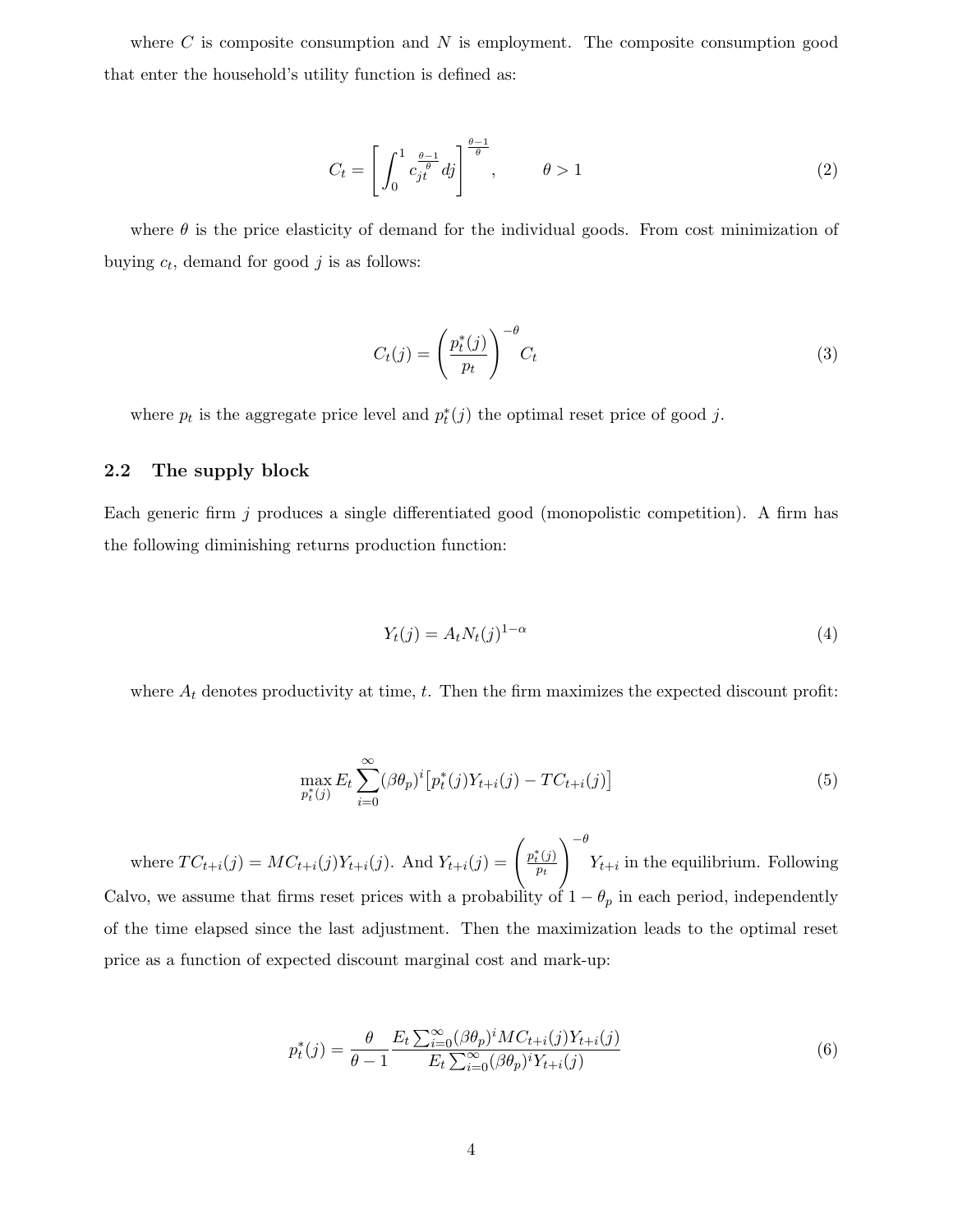where $C$ is composite consumption and $N$ is employment. The composite consumption good that enter the household's utility function is defined as:

$$C_t = \left[ \int_0^1 c_{jt}^{\frac{\theta-1}{\theta}} dj \right]^{\frac{\theta-1}{\theta}}, \qquad \theta > 1 \tag{2}$$

where $\theta$ is the price elasticity of demand for the individual goods. From cost minimization of buying $c_t$, demand for good $j$ is as follows:

$$C_t(j) = \left( \frac{p_t^*(j)}{p_t} \right)^{-\theta} C_t \tag{3}$$

where $p_t$ is the aggregate price level and $p_t^*(j)$ the optimal reset price of good $j$.

## 2.2 The supply block

Each generic firm $j$ produces a single differentiated good (monopolistic competition). A firm has the following diminishing returns production function:

$$Y_t(j) = A_t N_t(j)^{1-\alpha} \tag{4}$$

where $A_t$ denotes productivity at time, $t$. Then the firm maximizes the expected discount profit:

$$\max_{p_t^*(j)} E_t \sum_{i=0}^{\infty} (\beta\theta_p)^i \big[ p_t^*(j) Y_{t+i}(j) - TC_{t+i}(j) \big] \tag{5}$$

where $TC_{t+i}(j) = MC_{t+i}(j)Y_{t+i}(j)$. And $Y_{t+i}(j) = \left( \frac{p_t^*(j)}{p_t} \right)^{-\theta} Y_{t+i}$ in the equilibrium. Following Calvo, we assume that firms reset prices with a probability of $1 - \theta_p$ in each period, independently of the time elapsed since the last adjustment. Then the maximization leads to the optimal reset price as a function of expected discount marginal cost and mark-up:

$$p_t^*(j) = \frac{\theta}{\theta - 1} \frac{E_t \sum_{i=0}^{\infty} (\beta\theta_p)^i MC_{t+i}(j) Y_{t+i}(j)}{E_t \sum_{i=0}^{\infty} (\beta\theta_p)^i Y_{t+i}(j)} \tag{6}$$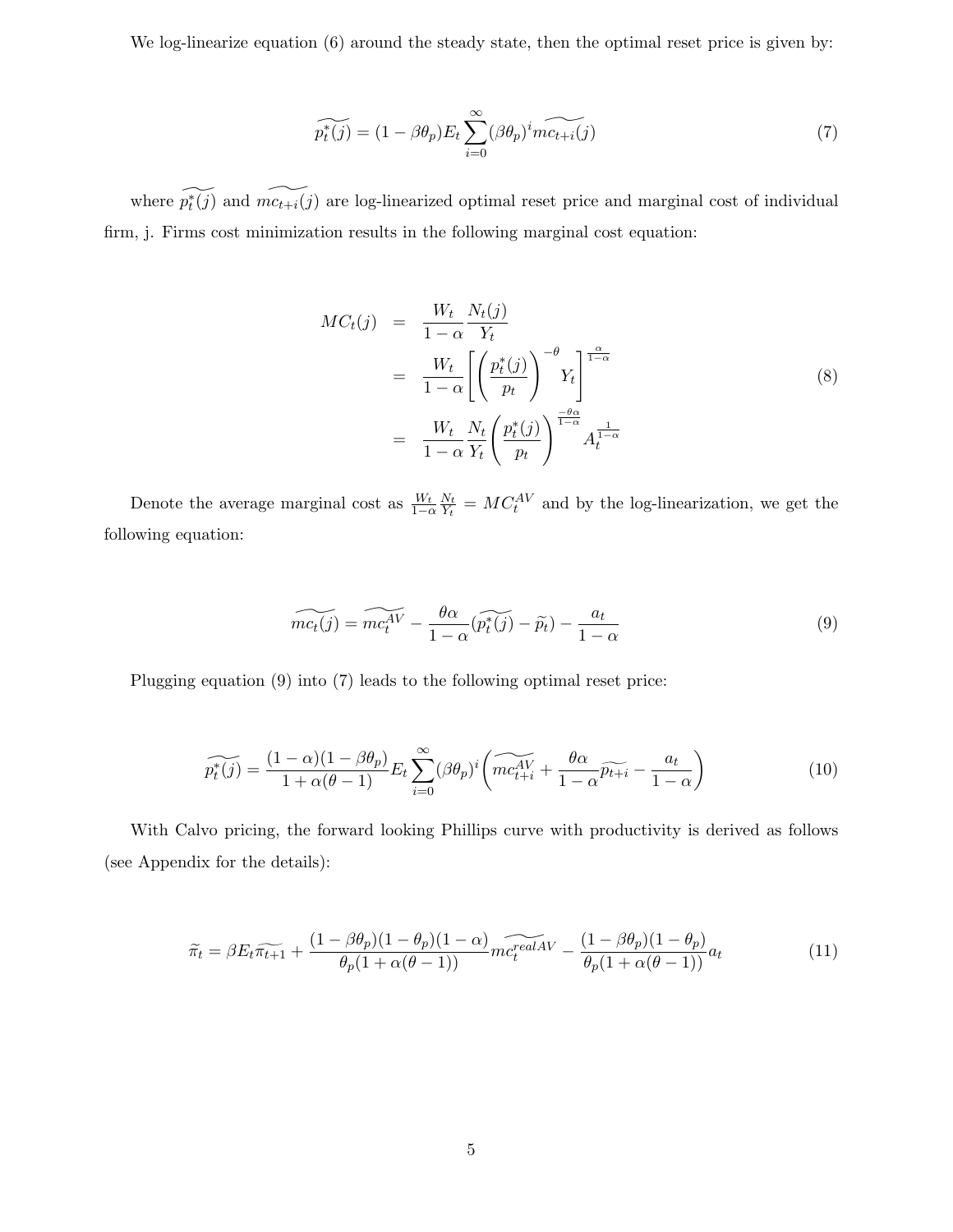We log-linearize equation (6) around the steady state, then the optimal reset price is given by:

$$\widetilde{p_t^*(j)} = (1 - \beta\theta_p) E_t \sum_{i=0}^{\infty} (\beta\theta_p)^i \widetilde{mc_{t+i}(j)} \tag{7}$$

where $\widetilde{p_t^*(j)}$ and $\widetilde{mc_{t+i}(j)}$ are log-linearized optimal reset price and marginal cost of individual firm, j. Firms cost minimization results in the following marginal cost equation:

$$\begin{aligned} MC_t(j) &= \frac{W_t}{1-\alpha} \frac{N_t(j)}{Y_t} \\ &= \frac{W_t}{1-\alpha} \left[ \left( \frac{p_t^*(j)}{p_t} \right)^{-\theta} Y_t \right]^{\frac{\alpha}{1-\alpha}} \\ &= \frac{W_t}{1-\alpha} \frac{N_t}{Y_t} \left( \frac{p_t^*(j)}{p_t} \right)^{\frac{-\theta\alpha}{1-\alpha}} A_t^{\frac{1}{1-\alpha}} \end{aligned} \tag{8}$$

Denote the average marginal cost as $\frac{W_t}{1-\alpha} \frac{N_t}{Y_t} = MC_t^{AV}$ and by the log-linearization, we get the following equation:

$$\widetilde{mc_t(j)} = \widetilde{mc_t^{AV}} - \frac{\theta\alpha}{1-\alpha} (\widetilde{p_t^*(j)} - \widetilde{p_t}) - \frac{a_t}{1-\alpha} \tag{9}$$

Plugging equation (9) into (7) leads to the following optimal reset price:

$$\widetilde{p_t^*(j)} = \frac{(1-\alpha)(1-\beta\theta_p)}{1+\alpha(\theta-1)} E_t \sum_{i=0}^{\infty} (\beta\theta_p)^i \left( \widetilde{mc_{t+i}^{AV}} + \frac{\theta\alpha}{1-\alpha} \widetilde{p_{t+i}} - \frac{a_t}{1-\alpha} \right) \tag{10}$$

With Calvo pricing, the forward looking Phillips curve with productivity is derived as follows (see Appendix for the details):

$$\widetilde{\pi_t} = \beta E_t \widetilde{\pi_{t+1}} + \frac{(1-\beta\theta_p)(1-\theta_p)(1-\alpha)}{\theta_p(1+\alpha(\theta-1))} \widetilde{mc_t^{realAV}} - \frac{(1-\beta\theta_p)(1-\theta_p)}{\theta_p(1+\alpha(\theta-1))} a_t \tag{11}$$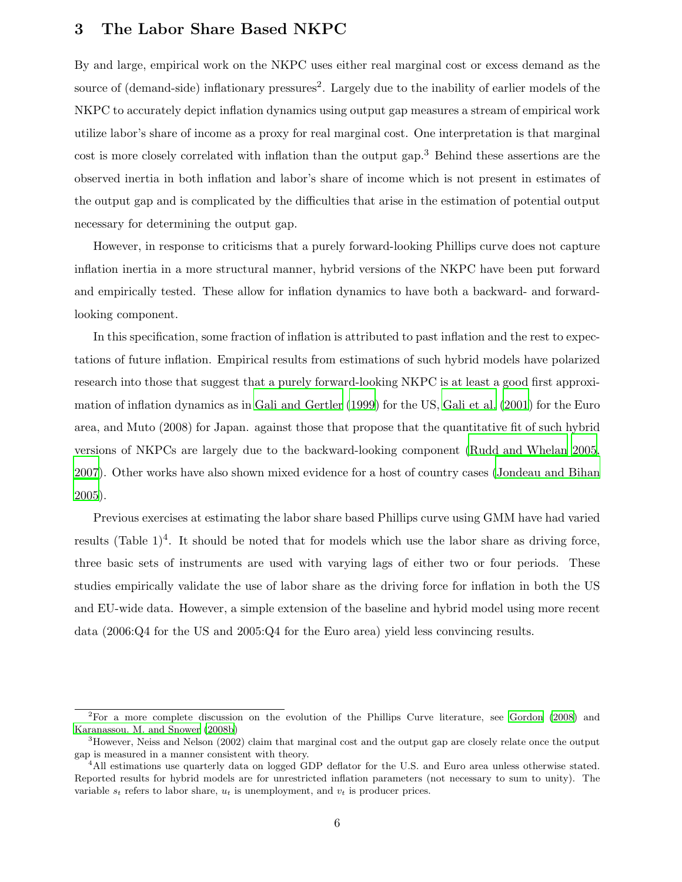## 3 The Labor Share Based NKPC

By and large, empirical work on the NKPC uses either real marginal cost or excess demand as the source of (demand-side) inflationary pressures[2]. Largely due to the inability of earlier models of the NKPC to accurately depict inflation dynamics using output gap measures a stream of empirical work utilize labor's share of income as a proxy for real marginal cost. One interpretation is that marginal cost is more closely correlated with inflation than the output gap.[3] Behind these assertions are the observed inertia in both inflation and labor's share of income which is not present in estimates of the output gap and is complicated by the difficulties that arise in the estimation of potential output necessary for determining the output gap.

However, in response to criticisms that a purely forward-looking Phillips curve does not capture inflation inertia in a more structural manner, hybrid versions of the NKPC have been put forward and empirically tested. These allow for inflation dynamics to have both a backward- and forward-looking component.

In this specification, some fraction of inflation is attributed to past inflation and the rest to expectations of future inflation. Empirical results from estimations of such hybrid models have polarized research into those that suggest that a purely forward-looking NKPC is at least a good first approximation of inflation dynamics as in Gali and Gertler (1999) for the US, Gali et al. (2001) for the Euro area, and Muto (2008) for Japan. against those that propose that the quantitative fit of such hybrid versions of NKPCs are largely due to the backward-looking component (Rudd and Whelan 2005, 2007). Other works have also shown mixed evidence for a host of country cases (Jondeau and Bihan 2005).

Previous exercises at estimating the labor share based Phillips curve using GMM have had varied results (Table 1)[4]. It should be noted that for models which use the labor share as driving force, three basic sets of instruments are used with varying lags of either two or four periods. These studies empirically validate the use of labor share as the driving force for inflation in both the US and EU-wide data. However, a simple extension of the baseline and hybrid model using more recent data (2006:Q4 for the US and 2005:Q4 for the Euro area) yield less convincing results.

---

[2] For a more complete discussion on the evolution of the Phillips Curve literature, see Gordon (2008) and Karanassou. M. and Snower (2008b)

[3] However, Neiss and Nelson (2002) claim that marginal cost and the output gap are closely relate once the output gap is measured in a manner consistent with theory.

[4] All estimations use quarterly data on logged GDP deflator for the U.S. and Euro area unless otherwise stated. Reported results for hybrid models are for unrestricted inflation parameters (not necessary to sum to unity). The variable $s_t$ refers to labor share, $u_t$ is unemployment, and $v_t$ is producer prices.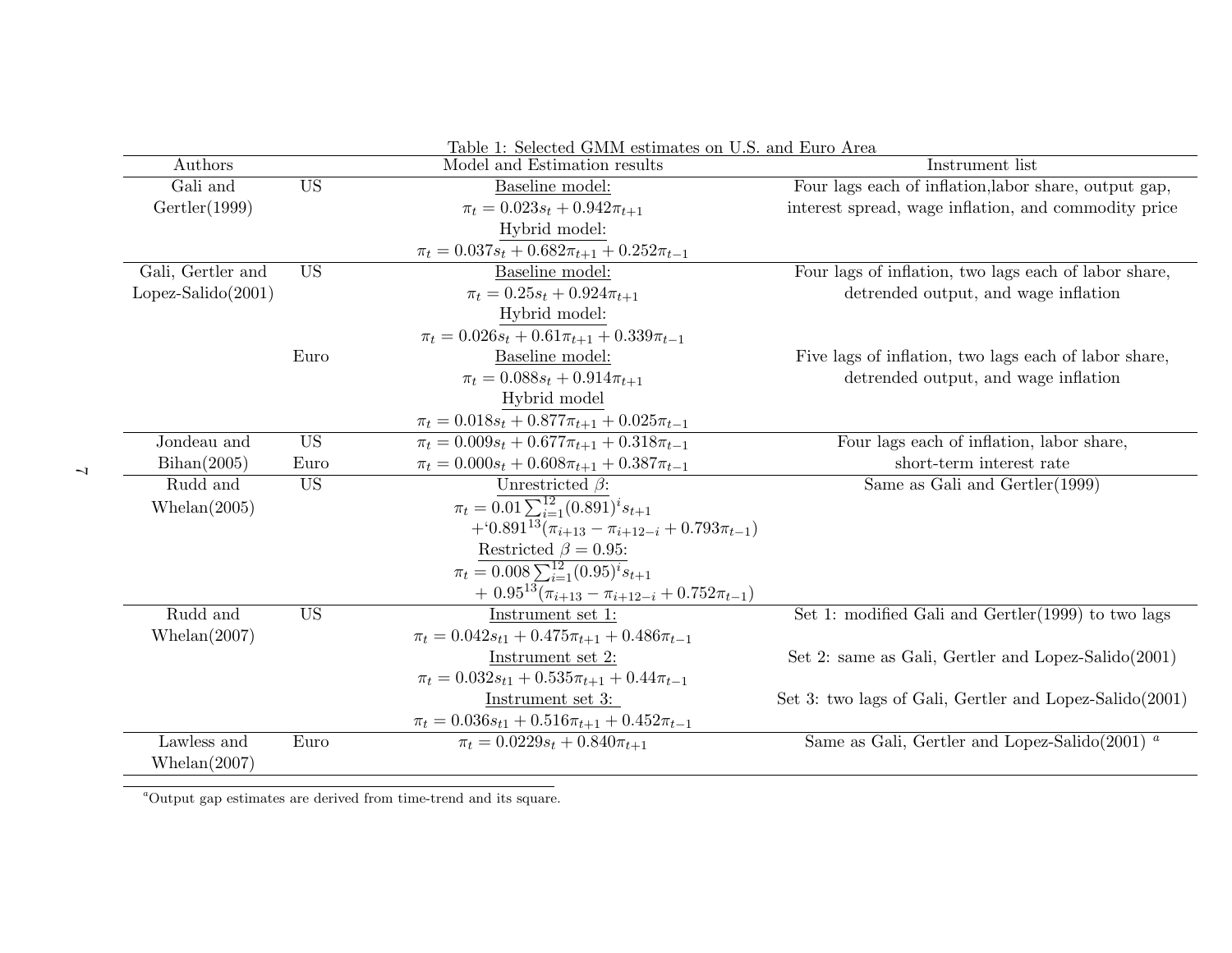Table 1: Selected GMM estimates on U.S. and Euro Area

| Authors | | Model and Estimation results | Instrument list |
|---|---|---|---|
| Gali and Gertler(1999) | US | Baseline model: $\pi_t = 0.023s_t + 0.942\pi_{t+1}$ Hybrid model: $\pi_t = 0.037s_t + 0.682\pi_{t+1} + 0.252\pi_{t-1}$ | Four lags each of inflation,labor share, output gap, interest spread, wage inflation, and commodity price |
| Gali, Gertler and Lopez-Salido(2001) | US | Baseline model: $\pi_t = 0.25s_t + 0.924\pi_{t+1}$ Hybrid model: $\pi_t = 0.026s_t + 0.61\pi_{t+1} + 0.339\pi_{t-1}$ | Four lags of inflation, two lags each of labor share, detrended output, and wage inflation |
| | Euro | Baseline model: $\pi_t = 0.088s_t + 0.914\pi_{t+1}$ Hybrid model $\pi_t = 0.018s_t + 0.877\pi_{t+1} + 0.025\pi_{t-1}$ | Five lags of inflation, two lags each of labor share, detrended output, and wage inflation |
| Jondeau and Bihan(2005) | US | $\pi_t = 0.009s_t + 0.677\pi_{t+1} + 0.318\pi_{t-1}$ | Four lags each of inflation, labor share, short-term interest rate |
| | Euro | $\pi_t = 0.000s_t + 0.608\pi_{t+1} + 0.387\pi_{t-1}$ | |
| Rudd and Whelan(2005) | US | Unrestricted $\beta$: $\pi_t = 0.01\sum_{i=1}^{12}(0.891)^i s_{t+1} + 0.891^{13}(\pi_{i+13} - \pi_{i+12-i} + 0.793\pi_{t-1})$ Restricted $\beta = 0.95$: $\pi_t = 0.008\sum_{i=1}^{12}(0.95)^i s_{t+1} + 0.95^{13}(\pi_{i+13} - \pi_{i+12-i} + 0.752\pi_{t-1})$ | Same as Gali and Gertler(1999) |
| Rudd and Whelan(2007) | US | Instrument set 1: $\pi_t = 0.042s_{t1} + 0.475\pi_{t+1} + 0.486\pi_{t-1}$ | Set 1: modified Gali and Gertler(1999) to two lags |
| | | Instrument set 2: $\pi_t = 0.032s_{t1} + 0.535\pi_{t+1} + 0.44\pi_{t-1}$ | Set 2: same as Gali, Gertler and Lopez-Salido(2001) |
| | | Instrument set 3: $\pi_t = 0.036s_{t1} + 0.516\pi_{t+1} + 0.452\pi_{t-1}$ | Set 3: two lags of Gali, Gertler and Lopez-Salido(2001) |
| Lawless and Whelan(2007) | Euro | $\pi_t = 0.0229s_t + 0.840\pi_{t+1}$ | Same as Gali, Gertler and Lopez-Salido(2001) [a] |

[a] Output gap estimates are derived from time-trend and its square.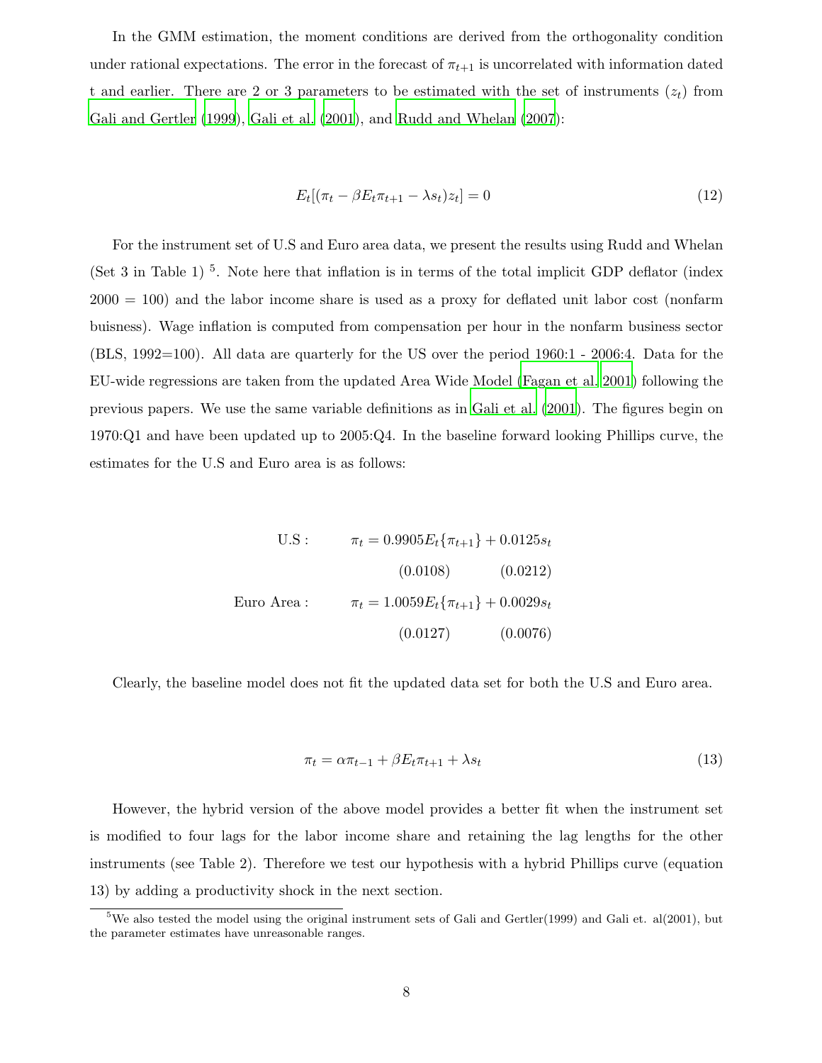In the GMM estimation, the moment conditions are derived from the orthogonality condition under rational expectations. The error in the forecast of $\pi_{t+1}$ is uncorrelated with information dated t and earlier. There are 2 or 3 parameters to be estimated with the set of instruments ($z_t$) from Gali and Gertler (1999), Gali et al. (2001), and Rudd and Whelan (2007):

$$E_t[(\pi_t - \beta E_t \pi_{t+1} - \lambda s_t) z_t] = 0 \tag{12}$$

For the instrument set of U.S and Euro area data, we present the results using Rudd and Whelan (Set 3 in Table 1) [5]. Note here that inflation is in terms of the total implicit GDP deflator (index 2000 = 100) and the labor income share is used as a proxy for deflated unit labor cost (nonfarm buisness). Wage inflation is computed from compensation per hour in the nonfarm business sector (BLS, 1992=100). All data are quarterly for the US over the period 1960:1 - 2006:4. Data for the EU-wide regressions are taken from the updated Area Wide Model (Fagan et al. 2001) following the previous papers. We use the same variable definitions as in Gali et al. (2001). The figures begin on 1970:Q1 and have been updated up to 2005:Q4. In the baseline forward looking Phillips curve, the estimates for the U.S and Euro area is as follows:

$$
\begin{aligned}
\text{U.S}: \quad & \pi_t = \underset{(0.0108)}{0.9905} E_t\{\pi_{t+1}\} + \underset{(0.0212)}{0.0125} s_t \\
\text{Euro Area}: \quad & \pi_t = \underset{(0.0127)}{1.0059} E_t\{\pi_{t+1}\} + \underset{(0.0076)}{0.0029} s_t
\end{aligned}
$$

Clearly, the baseline model does not fit the updated data set for both the U.S and Euro area.

$$\pi_t = \alpha \pi_{t-1} + \beta E_t \pi_{t+1} + \lambda s_t \tag{13}$$

However, the hybrid version of the above model provides a better fit when the instrument set is modified to four lags for the labor income share and retaining the lag lengths for the other instruments (see Table 2). Therefore we test our hypothesis with a hybrid Phillips curve (equation 13) by adding a productivity shock in the next section.

[5] We also tested the model using the original instrument sets of Gali and Gertler(1999) and Gali et. al(2001), but the parameter estimates have unreasonable ranges.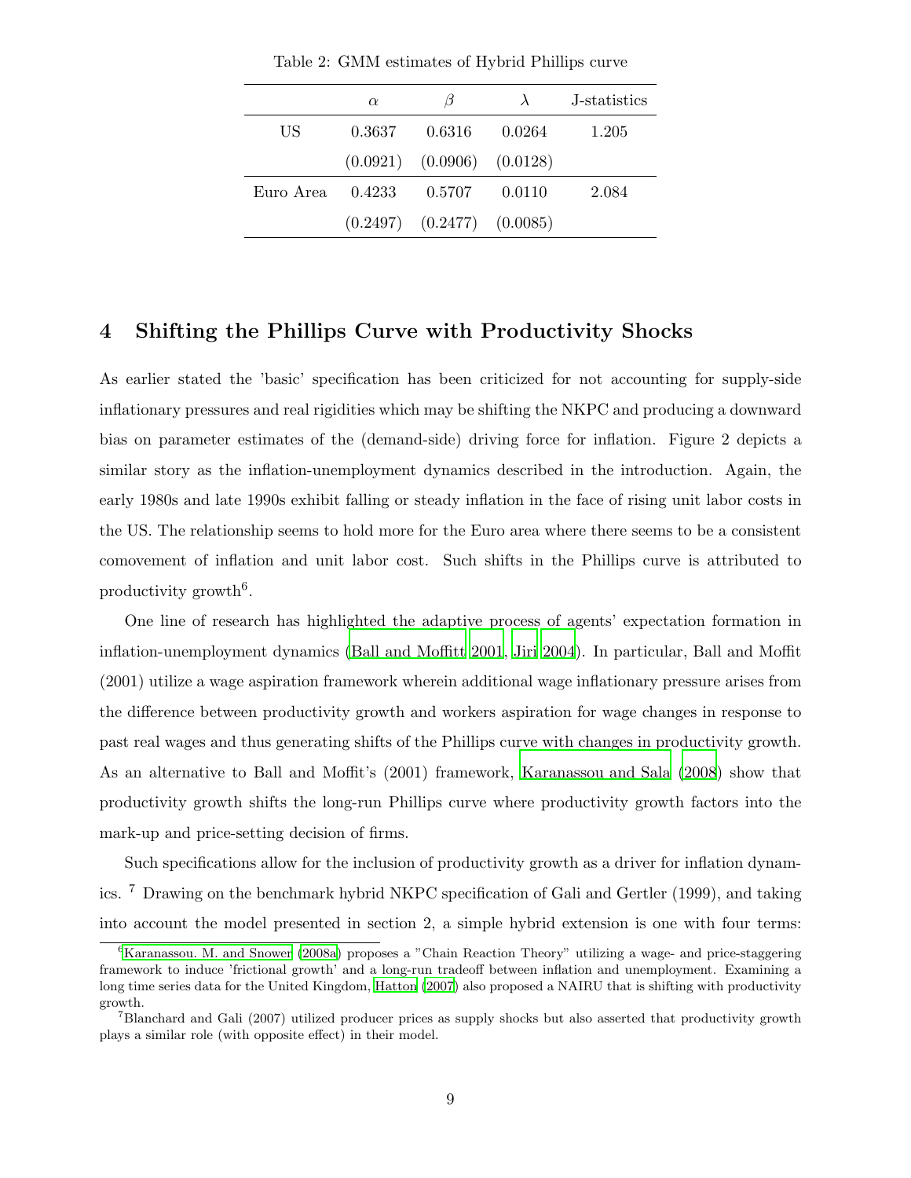Table 2: GMM estimates of Hybrid Phillips curve

| | $\alpha$ | $\beta$ | $\lambda$ | J-statistics |
|---|---|---|---|---|
| US | 0.3637 | 0.6316 | 0.0264 | 1.205 |
| | (0.0921) | (0.0906) | (0.0128) | |
| Euro Area | 0.4233 | 0.5707 | 0.0110 | 2.084 |
| | (0.2497) | (0.2477) | (0.0085) | |

## 4 Shifting the Phillips Curve with Productivity Shocks

As earlier stated the 'basic' specification has been criticized for not accounting for supply-side inflationary pressures and real rigidities which may be shifting the NKPC and producing a downward bias on parameter estimates of the (demand-side) driving force for inflation. Figure 2 depicts a similar story as the inflation-unemployment dynamics described in the introduction. Again, the early 1980s and late 1990s exhibit falling or steady inflation in the face of rising unit labor costs in the US. The relationship seems to hold more for the Euro area where there seems to be a consistent comovement of inflation and unit labor cost. Such shifts in the Phillips curve is attributed to productivity growth[6].

One line of research has highlighted the adaptive process of agents' expectation formation in inflation-unemployment dynamics (Ball and Moffitt 2001, Jiri 2004). In particular, Ball and Moffit (2001) utilize a wage aspiration framework wherein additional wage inflationary pressure arises from the difference between productivity growth and workers aspiration for wage changes in response to past real wages and thus generating shifts of the Phillips curve with changes in productivity growth. As an alternative to Ball and Moffit's (2001) framework, Karanassou and Sala (2008) show that productivity growth shifts the long-run Phillips curve where productivity growth factors into the mark-up and price-setting decision of firms.

Such specifications allow for the inclusion of productivity growth as a driver for inflation dynamics. [7] Drawing on the benchmark hybrid NKPC specification of Gali and Gertler (1999), and taking into account the model presented in section 2, a simple hybrid extension is one with four terms:

[6] Karanassou. M. and Snower (2008a) proposes a "Chain Reaction Theory" utilizing a wage- and price-staggering framework to induce 'frictional growth' and a long-run tradeoff between inflation and unemployment. Examining a long time series data for the United Kingdom, Hatton (2007) also proposed a NAIRU that is shifting with productivity growth.

[7] Blanchard and Gali (2007) utilized producer prices as supply shocks but also asserted that productivity growth plays a similar role (with opposite effect) in their model.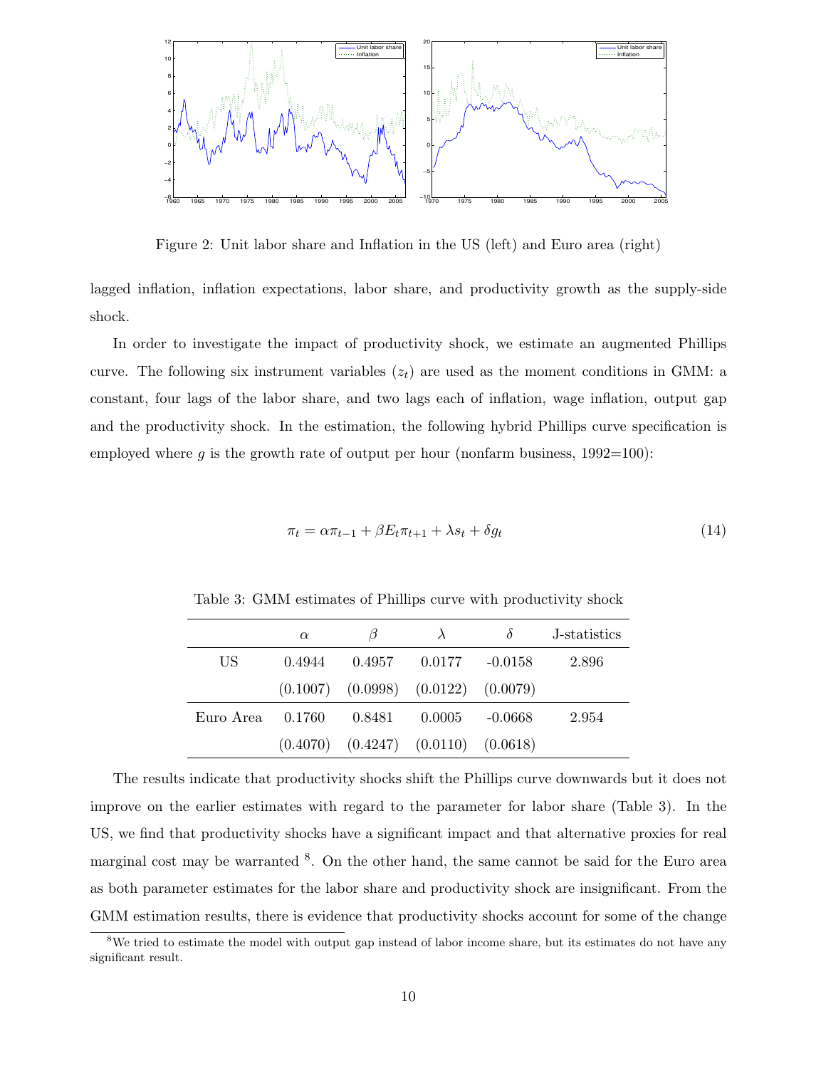Figure 2: Unit labor share and Inflation in the US (left) and Euro area (right)

lagged inflation, inflation expectations, labor share, and productivity growth as the supply-side shock.

In order to investigate the impact of productivity shock, we estimate an augmented Phillips curve. The following six instrument variables ($z_t$) are used as the moment conditions in GMM: a constant, four lags of the labor share, and two lags each of inflation, wage inflation, output gap and the productivity shock. In the estimation, the following hybrid Phillips curve specification is employed where $g$ is the growth rate of output per hour (nonfarm business, 1992=100):

$$\pi_t = \alpha \pi_{t-1} + \beta E_t \pi_{t+1} + \lambda s_t + \delta g_t \tag{14}$$

Table 3: GMM estimates of Phillips curve with productivity shock

| | $\alpha$ | $\beta$ | $\lambda$ | $\delta$ | J-statistics |
|---|---|---|---|---|---|
| US | 0.4944 | 0.4957 | 0.0177 | -0.0158 | 2.896 |
| | (0.1007) | (0.0998) | (0.0122) | (0.0079) | |
| Euro Area | 0.1760 | 0.8481 | 0.0005 | -0.0668 | 2.954 |
| | (0.4070) | (0.4247) | (0.0110) | (0.0618) | |

The results indicate that productivity shocks shift the Phillips curve downwards but it does not improve on the earlier estimates with regard to the parameter for labor share (Table 3). In the US, we find that productivity shocks have a significant impact and that alternative proxies for real marginal cost may be warranted [8]. On the other hand, the same cannot be said for the Euro area as both parameter estimates for the labor share and productivity shock are insignificant. From the GMM estimation results, there is evidence that productivity shocks account for some of the change

[8] We tried to estimate the model with output gap instead of labor income share, but its estimates do not have any significant result.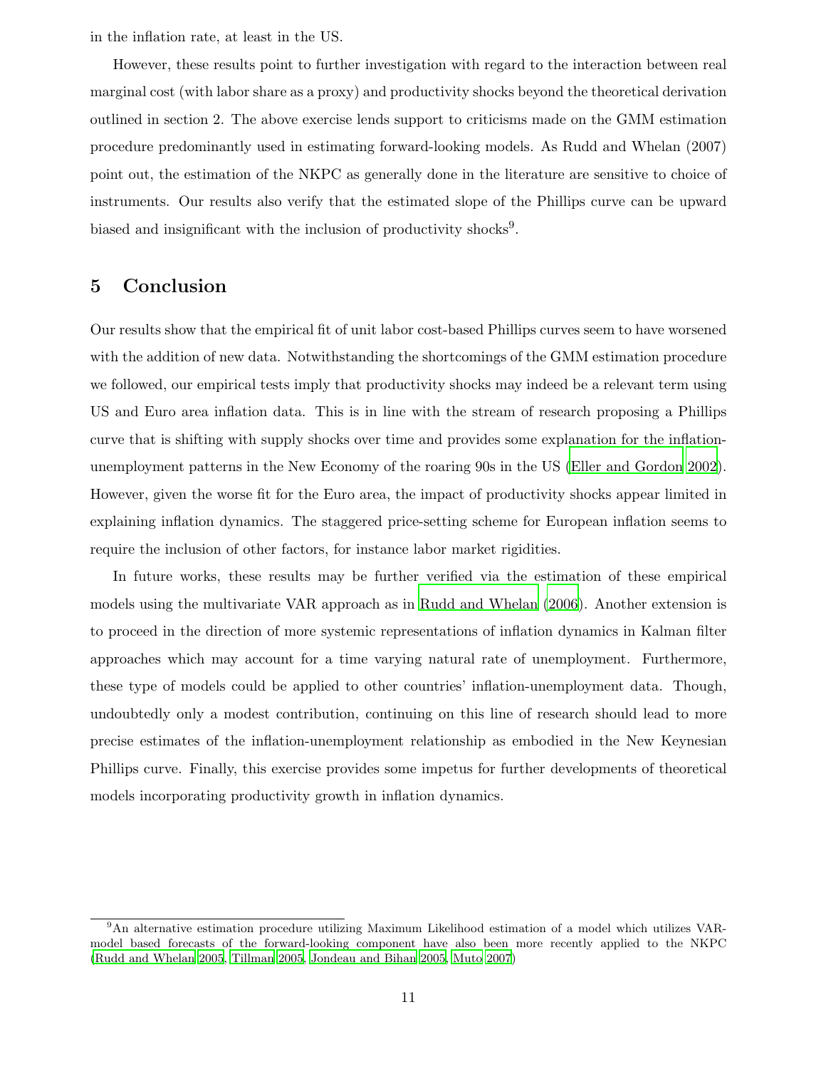in the inflation rate, at least in the US.

However, these results point to further investigation with regard to the interaction between real marginal cost (with labor share as a proxy) and productivity shocks beyond the theoretical derivation outlined in section 2. The above exercise lends support to criticisms made on the GMM estimation procedure predominantly used in estimating forward-looking models. As Rudd and Whelan (2007) point out, the estimation of the NKPC as generally done in the literature are sensitive to choice of instruments. Our results also verify that the estimated slope of the Phillips curve can be upward biased and insignificant with the inclusion of productivity shocks[9].

## 5 Conclusion

Our results show that the empirical fit of unit labor cost-based Phillips curves seem to have worsened with the addition of new data. Notwithstanding the shortcomings of the GMM estimation procedure we followed, our empirical tests imply that productivity shocks may indeed be a relevant term using US and Euro area inflation data. This is in line with the stream of research proposing a Phillips curve that is shifting with supply shocks over time and provides some explanation for the inflation-unemployment patterns in the New Economy of the roaring 90s in the US (Eller and Gordon 2002). However, given the worse fit for the Euro area, the impact of productivity shocks appear limited in explaining inflation dynamics. The staggered price-setting scheme for European inflation seems to require the inclusion of other factors, for instance labor market rigidities.

In future works, these results may be further verified via the estimation of these empirical models using the multivariate VAR approach as in Rudd and Whelan (2006). Another extension is to proceed in the direction of more systemic representations of inflation dynamics in Kalman filter approaches which may account for a time varying natural rate of unemployment. Furthermore, these type of models could be applied to other countries' inflation-unemployment data. Though, undoubtedly only a modest contribution, continuing on this line of research should lead to more precise estimates of the inflation-unemployment relationship as embodied in the New Keynesian Phillips curve. Finally, this exercise provides some impetus for further developments of theoretical models incorporating productivity growth in inflation dynamics.

[9] An alternative estimation procedure utilizing Maximum Likelihood estimation of a model which utilizes VAR-model based forecasts of the forward-looking component have also been more recently applied to the NKPC (Rudd and Whelan 2005, Tillman 2005, Jondeau and Bihan 2005, Muto 2007)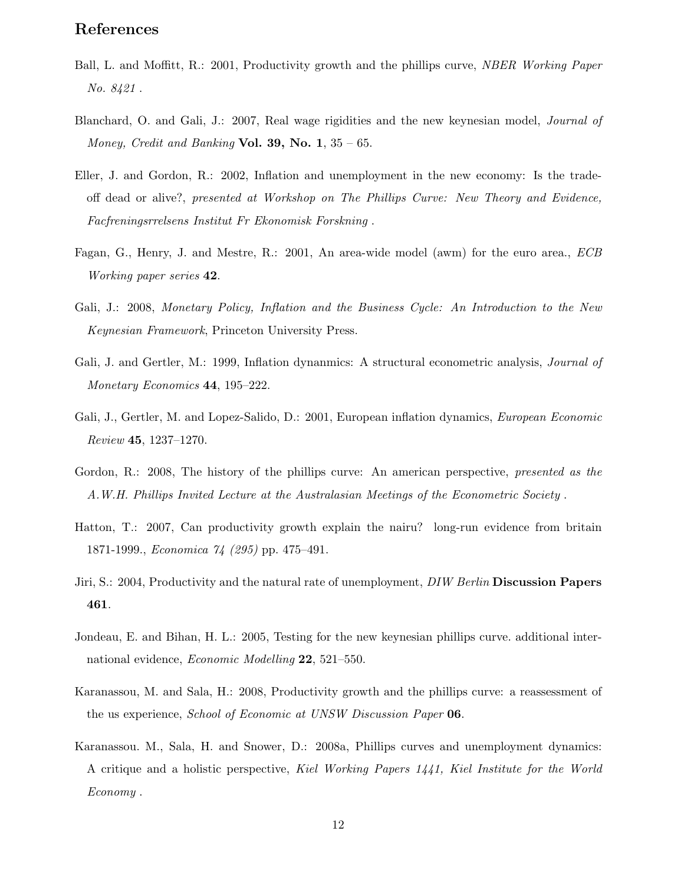## References

Ball, L. and Moffitt, R.: 2001, Productivity growth and the phillips curve, *NBER Working Paper No. 8421* .

Blanchard, O. and Gali, J.: 2007, Real wage rigidities and the new keynesian model, *Journal of Money, Credit and Banking* **Vol. 39, No. 1**, 35 – 65.

Eller, J. and Gordon, R.: 2002, Inflation and unemployment in the new economy: Is the trade-off dead or alive?, *presented at Workshop on The Phillips Curve: New Theory and Evidence, Facfreningsrrelsens Institut Fr Ekonomisk Forskning* .

Fagan, G., Henry, J. and Mestre, R.: 2001, An area-wide model (awm) for the euro area., *ECB Working paper series* **42**.

Gali, J.: 2008, *Monetary Policy, Inflation and the Business Cycle: An Introduction to the New Keynesian Framework*, Princeton University Press.

Gali, J. and Gertler, M.: 1999, Inflation dynanmics: A structural econometric analysis, *Journal of Monetary Economics* **44**, 195–222.

Gali, J., Gertler, M. and Lopez-Salido, D.: 2001, European inflation dynamics, *European Economic Review* **45**, 1237–1270.

Gordon, R.: 2008, The history of the phillips curve: An american perspective, *presented as the A.W.H. Phillips Invited Lecture at the Australasian Meetings of the Econometric Society* .

Hatton, T.: 2007, Can productivity growth explain the nairu? long-run evidence from britain 1871-1999., *Economica 74 (295)* pp. 475–491.

Jiri, S.: 2004, Productivity and the natural rate of unemployment, *DIW Berlin* **Discussion Papers 461**.

Jondeau, E. and Bihan, H. L.: 2005, Testing for the new keynesian phillips curve. additional international evidence, *Economic Modelling* **22**, 521–550.

Karanassou, M. and Sala, H.: 2008, Productivity growth and the phillips curve: a reassessment of the us experience, *School of Economic at UNSW Discussion Paper* **06**.

Karanassou. M., Sala, H. and Snower, D.: 2008a, Phillips curves and unemployment dynamics: A critique and a holistic perspective, *Kiel Working Papers 1441, Kiel Institute for the World Economy* .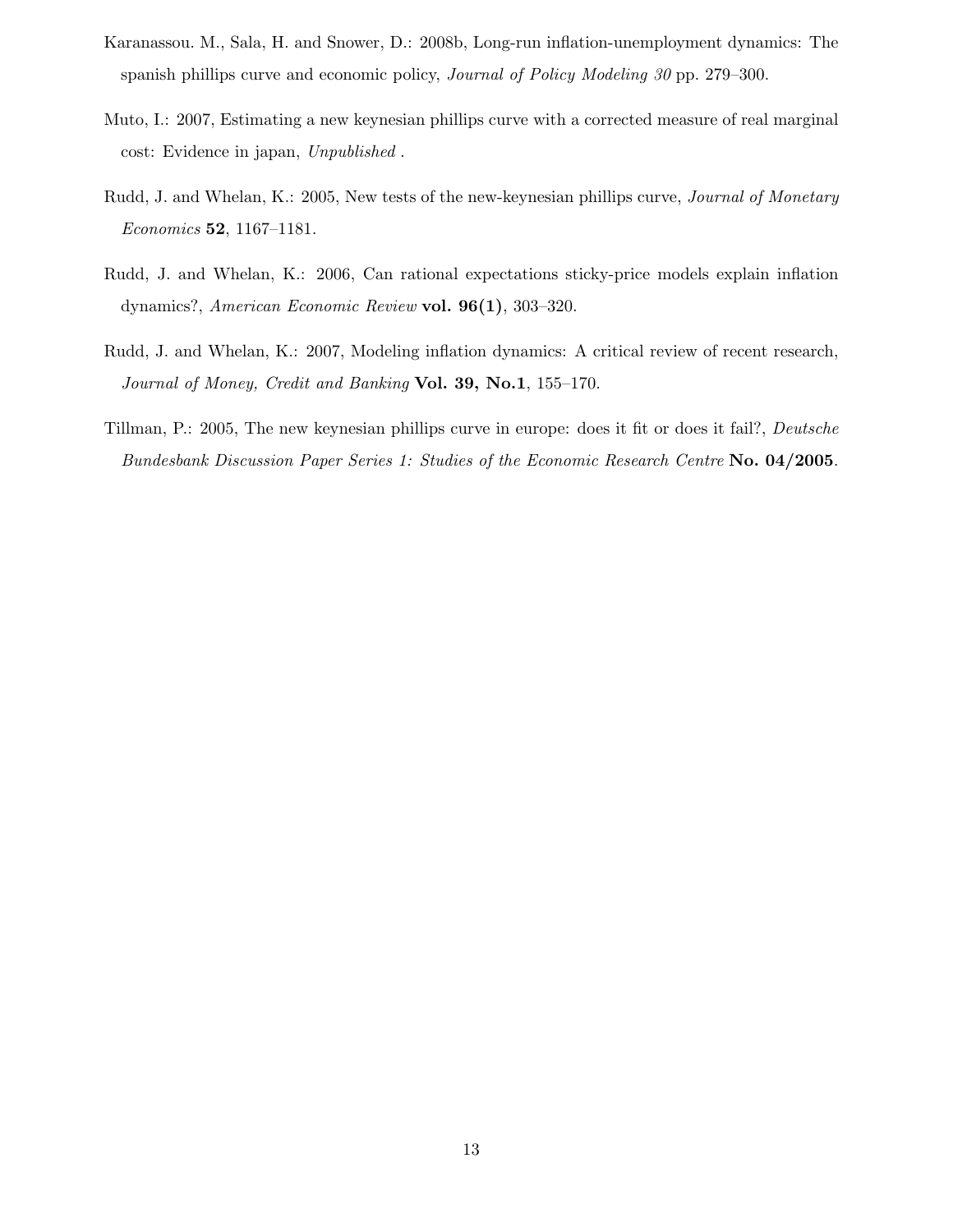Karanassou. M., Sala, H. and Snower, D.: 2008b, Long-run inflation-unemployment dynamics: The spanish phillips curve and economic policy, *Journal of Policy Modeling 30* pp. 279–300.

Muto, I.: 2007, Estimating a new keynesian phillips curve with a corrected measure of real marginal cost: Evidence in japan, *Unpublished* .

Rudd, J. and Whelan, K.: 2005, New tests of the new-keynesian phillips curve, *Journal of Monetary Economics* **52**, 1167–1181.

Rudd, J. and Whelan, K.: 2006, Can rational expectations sticky-price models explain inflation dynamics?, *American Economic Review* **vol. 96(1)**, 303–320.

Rudd, J. and Whelan, K.: 2007, Modeling inflation dynamics: A critical review of recent research, *Journal of Money, Credit and Banking* **Vol. 39, No.1**, 155–170.

Tillman, P.: 2005, The new keynesian phillips curve in europe: does it fit or does it fail?, *Deutsche Bundesbank Discussion Paper Series 1: Studies of the Economic Research Centre* **No. 04/2005**.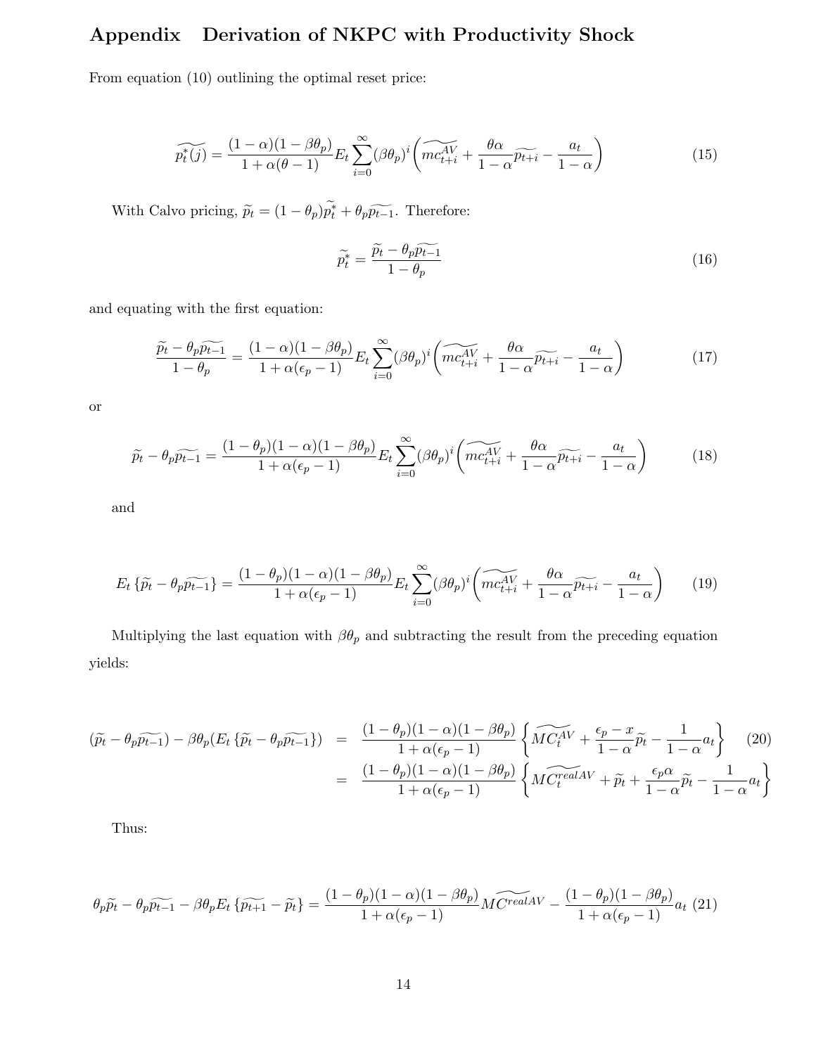# Appendix Derivation of NKPC with Productivity Shock

From equation (10) outlining the optimal reset price:

$$\widetilde{p_t^*(j)} = \frac{(1-\alpha)(1-\beta\theta_p)}{1+\alpha(\theta-1)} E_t \sum_{i=0}^{\infty} (\beta\theta_p)^i \left( \widetilde{mc_{t+i}^{AV}} + \frac{\theta\alpha}{1-\alpha}\widetilde{p_{t+i}} - \frac{a_t}{1-\alpha} \right) \tag{15}$$

With Calvo pricing, $\widetilde{p_t} = (1-\theta_p)\widetilde{p_t^*} + \theta_p \widetilde{p_{t-1}}$. Therefore:

$$\widetilde{p_t^*} = \frac{\widetilde{p_t} - \theta_p \widetilde{p_{t-1}}}{1-\theta_p} \tag{16}$$

and equating with the first equation:

$$\frac{\widetilde{p_t} - \theta_p \widetilde{p_{t-1}}}{1-\theta_p} = \frac{(1-\alpha)(1-\beta\theta_p)}{1+\alpha(\epsilon_p-1)} E_t \sum_{i=0}^{\infty} (\beta\theta_p)^i \left( \widetilde{mc_{t+i}^{AV}} + \frac{\theta\alpha}{1-\alpha}\widetilde{p_{t+i}} - \frac{a_t}{1-\alpha} \right) \tag{17}$$

or

$$\widetilde{p_t} - \theta_p \widetilde{p_{t-1}} = \frac{(1-\theta_p)(1-\alpha)(1-\beta\theta_p)}{1+\alpha(\epsilon_p-1)} E_t \sum_{i=0}^{\infty} (\beta\theta_p)^i \left( \widetilde{mc_{t+i}^{AV}} + \frac{\theta\alpha}{1-\alpha}\widetilde{p_{t+i}} - \frac{a_t}{1-\alpha} \right) \tag{18}$$

and

$$E_t \left\{ \widetilde{p_t} - \theta_p \widetilde{p_{t-1}} \right\} = \frac{(1-\theta_p)(1-\alpha)(1-\beta\theta_p)}{1+\alpha(\epsilon_p-1)} E_t \sum_{i=0}^{\infty} (\beta\theta_p)^i \left( \widetilde{mc_{t+i}^{AV}} + \frac{\theta\alpha}{1-\alpha}\widetilde{p_{t+i}} - \frac{a_t}{1-\alpha} \right) \tag{19}$$

Multiplying the last equation with $\beta\theta_p$ and subtracting the result from the preceding equation yields:

$$\begin{aligned} (\widetilde{p_t} - \theta_p \widetilde{p_{t-1}}) - \beta\theta_p (E_t \left\{ \widetilde{p_t} - \theta_p \widetilde{p_{t-1}} \right\}) &= \frac{(1-\theta_p)(1-\alpha)(1-\beta\theta_p)}{1+\alpha(\epsilon_p-1)} \left\{ \widetilde{MC_t^{AV}} + \frac{\epsilon_p - x}{1-\alpha}\widetilde{p_t} - \frac{1}{1-\alpha}a_t \right\} \\ &= \frac{(1-\theta_p)(1-\alpha)(1-\beta\theta_p)}{1+\alpha(\epsilon_p-1)} \left\{ \widetilde{MC_t^{realAV}} + \widetilde{p_t} + \frac{\epsilon_p\alpha}{1-\alpha}\widetilde{p_t} - \frac{1}{1-\alpha}a_t \right\} \end{aligned} \tag{20}$$

Thus:

$$\theta_p \widetilde{p_t} - \theta_p \widetilde{p_{t-1}} - \beta\theta_p E_t \left\{ \widetilde{p_{t+1}} - \widetilde{p_t} \right\} = \frac{(1-\theta_p)(1-\alpha)(1-\beta\theta_p)}{1+\alpha(\epsilon_p-1)} \widetilde{MC^{realAV}} - \frac{(1-\theta_p)(1-\beta\theta_p)}{1+\alpha(\epsilon_p-1)} a_t \tag{21}$$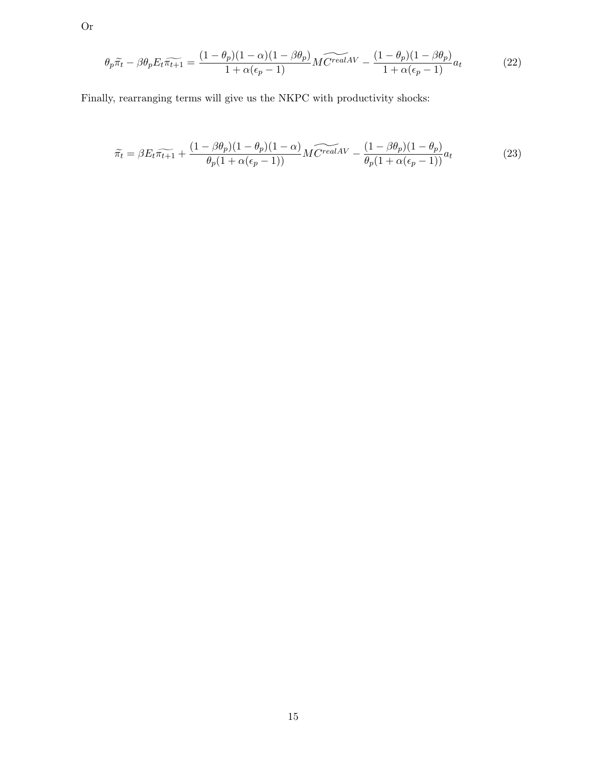Or

$$\theta_p \widetilde{\pi}_t - \beta\theta_p E_t \widetilde{\pi_{t+1}} = \frac{(1-\theta_p)(1-\alpha)(1-\beta\theta_p)}{1+\alpha(\epsilon_p - 1)} \widetilde{MC^{realAV}} - \frac{(1-\theta_p)(1-\beta\theta_p)}{1+\alpha(\epsilon_p - 1)} a_t \tag{22}$$

Finally, rearranging terms will give us the NKPC with productivity shocks:

$$\widetilde{\pi}_t = \beta E_t \widetilde{\pi_{t+1}} + \frac{(1-\beta\theta_p)(1-\theta_p)(1-\alpha)}{\theta_p(1+\alpha(\epsilon_p - 1))} \widetilde{MC^{realAV}} - \frac{(1-\beta\theta_p)(1-\theta_p)}{\theta_p(1+\alpha(\epsilon_p - 1))} a_t \tag{23}$$